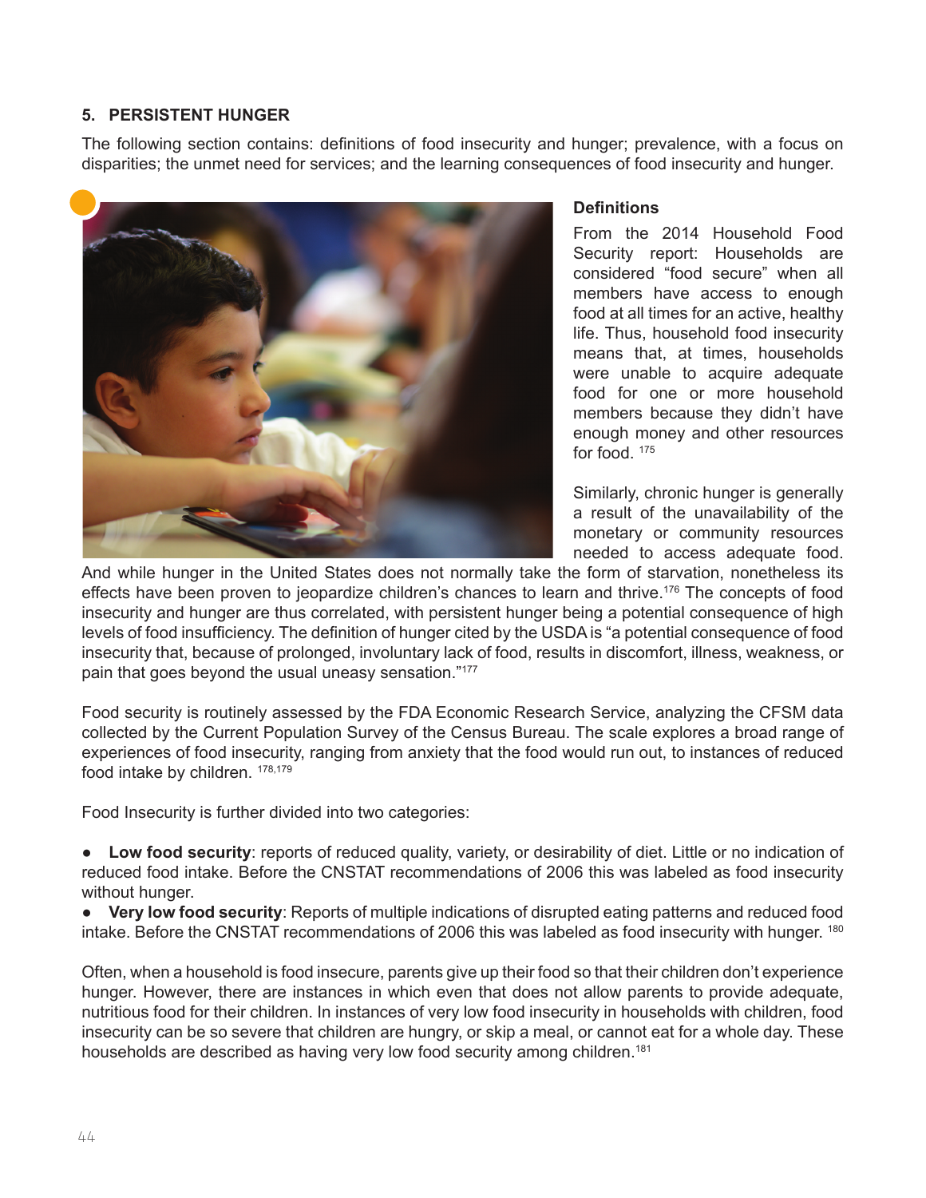## 5. PERSISTENT HUNGER

The following section contains: definitions of food insecurity and hunger; prevalence, with a focus on disparities; the unmet need for services; and the learning consequences of food insecurity and hunger.

### Definitions

From the 2014 Household Food Security report: Households are considered "food secure" when all members have access to enough food at all times for an active, healthy life. Thus, household food insecurity means that, at times, households were unable to acquire adequate food for one or more household members because they didn't have enough money and other resources for food. [175]

Similarly, chronic hunger is generally a result of the unavailability of the monetary or community resources needed to access adequate food. And while hunger in the United States does not normally take the form of starvation, nonetheless its effects have been proven to jeopardize children's chances to learn and thrive.[176] The concepts of food insecurity and hunger are thus correlated, with persistent hunger being a potential consequence of high levels of food insufficiency. The definition of hunger cited by the USDA is "a potential consequence of food insecurity that, because of prolonged, involuntary lack of food, results in discomfort, illness, weakness, or pain that goes beyond the usual uneasy sensation."[177]

Food security is routinely assessed by the FDA Economic Research Service, analyzing the CFSM data collected by the Current Population Survey of the Census Bureau. The scale explores a broad range of experiences of food insecurity, ranging from anxiety that the food would run out, to instances of reduced food intake by children. [178,179]

Food Insecurity is further divided into two categories:

- **Low food security**: reports of reduced quality, variety, or desirability of diet. Little or no indication of reduced food intake. Before the CNSTAT recommendations of 2006 this was labeled as food insecurity without hunger.
- **Very low food security**: Reports of multiple indications of disrupted eating patterns and reduced food intake. Before the CNSTAT recommendations of 2006 this was labeled as food insecurity with hunger. [180]

Often, when a household is food insecure, parents give up their food so that their children don't experience hunger. However, there are instances in which even that does not allow parents to provide adequate, nutritious food for their children. In instances of very low food insecurity in households with children, food insecurity can be so severe that children are hungry, or skip a meal, or cannot eat for a whole day. These households are described as having very low food security among children.[181]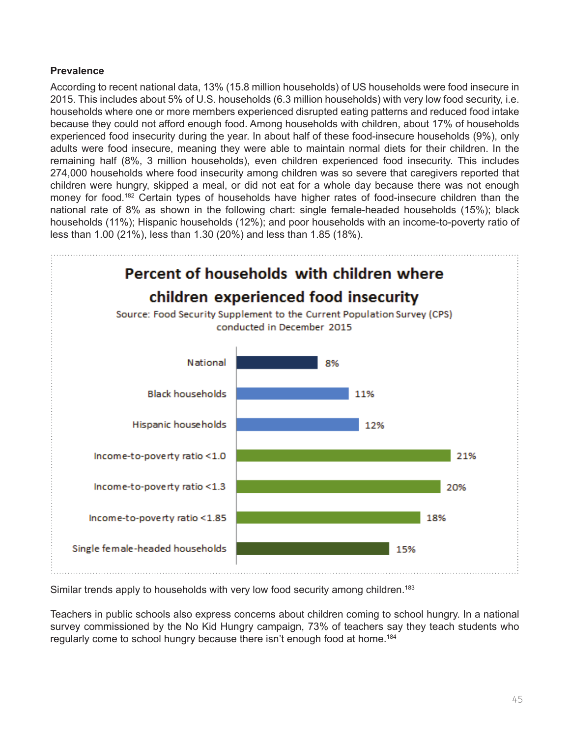**Prevalence**

According to recent national data, 13% (15.8 million households) of US households were food insecure in 2015. This includes about 5% of U.S. households (6.3 million households) with very low food security, i.e. households where one or more members experienced disrupted eating patterns and reduced food intake because they could not afford enough food. Among households with children, about 17% of households experienced food insecurity during the year. In about half of these food-insecure households (9%), only adults were food insecure, meaning they were able to maintain normal diets for their children. In the remaining half (8%, 3 million households), even children experienced food insecurity. This includes 274,000 households where food insecurity among children was so severe that caregivers reported that children were hungry, skipped a meal, or did not eat for a whole day because there was not enough money for food.[182] Certain types of households have higher rates of food-insecure children than the national rate of 8% as shown in the following chart: single female-headed households (15%); black households (11%); Hispanic households (12%); and poor households with an income-to-poverty ratio of less than 1.00 (21%), less than 1.30 (20%) and less than 1.85 (18%).

**Percent of households with children where children experienced food insecurity**

Source: Food Security Supplement to the Current Population Survey (CPS) conducted in December 2015

| Household type | Percent |
| --- | --- |
| National | 8% |
| Black households | 11% |
| Hispanic households | 12% |
| Income-to-poverty ratio <1.0 | 21% |
| Income-to-poverty ratio <1.3 | 20% |
| Income-to-poverty ratio <1.85 | 18% |
| Single female-headed households | 15% |

Similar trends apply to households with very low food security among children.[183]

Teachers in public schools also express concerns about children coming to school hungry. In a national survey commissioned by the No Kid Hungry campaign, 73% of teachers say they teach students who regularly come to school hungry because there isn't enough food at home.[184]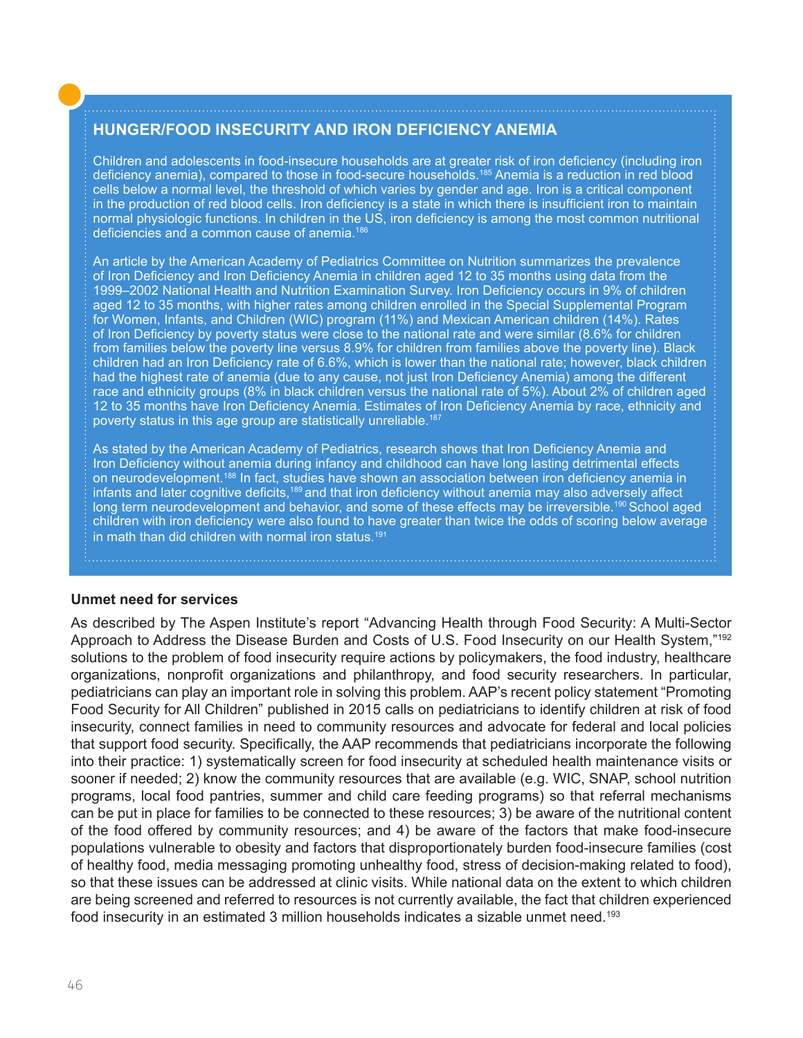## HUNGER/FOOD INSECURITY AND IRON DEFICIENCY ANEMIA

Children and adolescents in food-insecure households are at greater risk of iron deficiency (including iron deficiency anemia), compared to those in food-secure households.[185] Anemia is a reduction in red blood cells below a normal level, the threshold of which varies by gender and age. Iron is a critical component in the production of red blood cells. Iron deficiency is a state in which there is insufficient iron to maintain normal physiologic functions. In children in the US, iron deficiency is among the most common nutritional deficiencies and a common cause of anemia.[186]

An article by the American Academy of Pediatrics Committee on Nutrition summarizes the prevalence of Iron Deficiency and Iron Deficiency Anemia in children aged 12 to 35 months using data from the 1999–2002 National Health and Nutrition Examination Survey. Iron Deficiency occurs in 9% of children aged 12 to 35 months, with higher rates among children enrolled in the Special Supplemental Program for Women, Infants, and Children (WIC) program (11%) and Mexican American children (14%). Rates of Iron Deficiency by poverty status were close to the national rate and were similar (8.6% for children from families below the poverty line versus 8.9% for children from families above the poverty line). Black children had an Iron Deficiency rate of 6.6%, which is lower than the national rate; however, black children had the highest rate of anemia (due to any cause, not just Iron Deficiency Anemia) among the different race and ethnicity groups (8% in black children versus the national rate of 5%). About 2% of children aged 12 to 35 months have Iron Deficiency Anemia. Estimates of Iron Deficiency Anemia by race, ethnicity and poverty status in this age group are statistically unreliable.[187]

As stated by the American Academy of Pediatrics, research shows that Iron Deficiency Anemia and Iron Deficiency without anemia during infancy and childhood can have long lasting detrimental effects on neurodevelopment.[188] In fact, studies have shown an association between iron deficiency anemia in infants and later cognitive deficits,[189] and that iron deficiency without anemia may also adversely affect long term neurodevelopment and behavior, and some of these effects may be irreversible.[190] School aged children with iron deficiency were also found to have greater than twice the odds of scoring below average in math than did children with normal iron status.[191]

### Unmet need for services

As described by The Aspen Institute's report "Advancing Health through Food Security: A Multi-Sector Approach to Address the Disease Burden and Costs of U.S. Food Insecurity on our Health System,"[192] solutions to the problem of food insecurity require actions by policymakers, the food industry, healthcare organizations, nonprofit organizations and philanthropy, and food security researchers. In particular, pediatricians can play an important role in solving this problem. AAP's recent policy statement "Promoting Food Security for All Children" published in 2015 calls on pediatricians to identify children at risk of food insecurity, connect families in need to community resources and advocate for federal and local policies that support food security. Specifically, the AAP recommends that pediatricians incorporate the following into their practice: 1) systematically screen for food insecurity at scheduled health maintenance visits or sooner if needed; 2) know the community resources that are available (e.g. WIC, SNAP, school nutrition programs, local food pantries, summer and child care feeding programs) so that referral mechanisms can be put in place for families to be connected to these resources; 3) be aware of the nutritional content of the food offered by community resources; and 4) be aware of the factors that make food-insecure populations vulnerable to obesity and factors that disproportionately burden food-insecure families (cost of healthy food, media messaging promoting unhealthy food, stress of decision-making related to food), so that these issues can be addressed at clinic visits. While national data on the extent to which children are being screened and referred to resources is not currently available, the fact that children experienced food insecurity in an estimated 3 million households indicates a sizable unmet need.[193]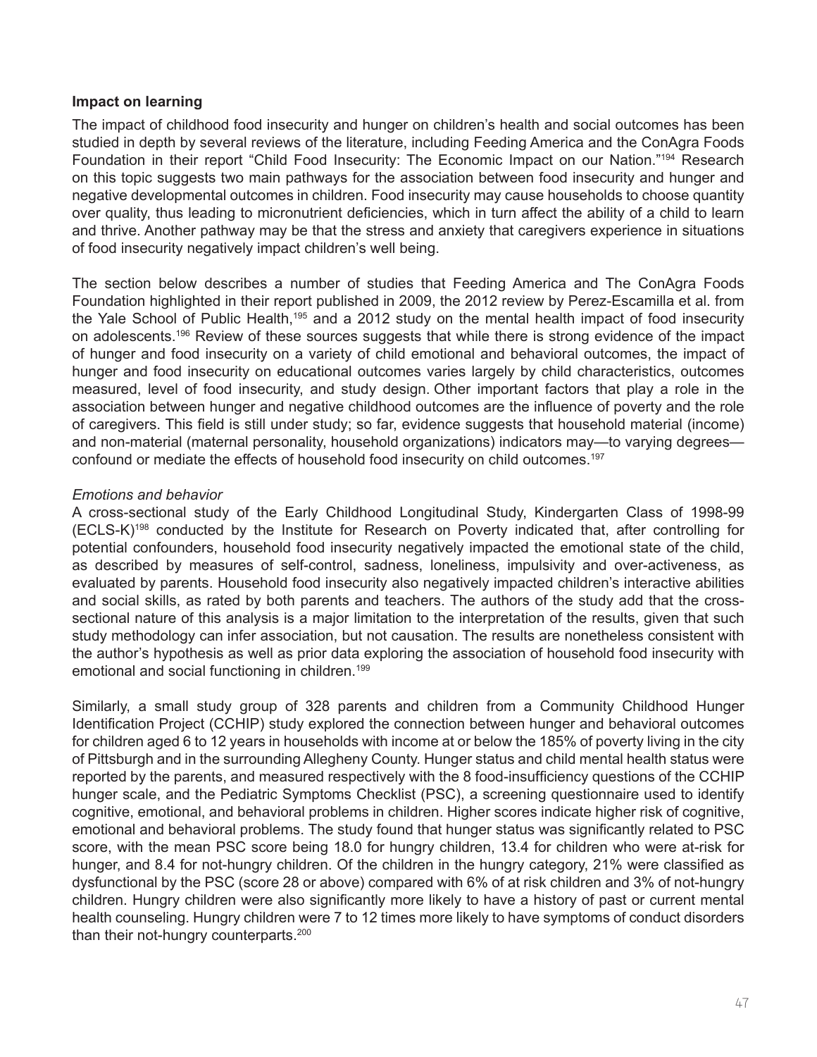**Impact on learning**

The impact of childhood food insecurity and hunger on children's health and social outcomes has been studied in depth by several reviews of the literature, including Feeding America and the ConAgra Foods Foundation in their report "Child Food Insecurity: The Economic Impact on our Nation."[194] Research on this topic suggests two main pathways for the association between food insecurity and hunger and negative developmental outcomes in children. Food insecurity may cause households to choose quantity over quality, thus leading to micronutrient deficiencies, which in turn affect the ability of a child to learn and thrive. Another pathway may be that the stress and anxiety that caregivers experience in situations of food insecurity negatively impact children's well being.

The section below describes a number of studies that Feeding America and The ConAgra Foods Foundation highlighted in their report published in 2009, the 2012 review by Perez-Escamilla et al. from the Yale School of Public Health,[195] and a 2012 study on the mental health impact of food insecurity on adolescents.[196] Review of these sources suggests that while there is strong evidence of the impact of hunger and food insecurity on a variety of child emotional and behavioral outcomes, the impact of hunger and food insecurity on educational outcomes varies largely by child characteristics, outcomes measured, level of food insecurity, and study design. Other important factors that play a role in the association between hunger and negative childhood outcomes are the influence of poverty and the role of caregivers. This field is still under study; so far, evidence suggests that household material (income) and non-material (maternal personality, household organizations) indicators may—to varying degrees—confound or mediate the effects of household food insecurity on child outcomes.[197]

*Emotions and behavior*

A cross-sectional study of the Early Childhood Longitudinal Study, Kindergarten Class of 1998-99 (ECLS-K)[198] conducted by the Institute for Research on Poverty indicated that, after controlling for potential confounders, household food insecurity negatively impacted the emotional state of the child, as described by measures of self-control, sadness, loneliness, impulsivity and over-activeness, as evaluated by parents. Household food insecurity also negatively impacted children's interactive abilities and social skills, as rated by both parents and teachers. The authors of the study add that the cross-sectional nature of this analysis is a major limitation to the interpretation of the results, given that such study methodology can infer association, but not causation. The results are nonetheless consistent with the author's hypothesis as well as prior data exploring the association of household food insecurity with emotional and social functioning in children.[199]

Similarly, a small study group of 328 parents and children from a Community Childhood Hunger Identification Project (CCHIP) study explored the connection between hunger and behavioral outcomes for children aged 6 to 12 years in households with income at or below the 185% of poverty living in the city of Pittsburgh and in the surrounding Allegheny County. Hunger status and child mental health status were reported by the parents, and measured respectively with the 8 food-insufficiency questions of the CCHIP hunger scale, and the Pediatric Symptoms Checklist (PSC), a screening questionnaire used to identify cognitive, emotional, and behavioral problems in children. Higher scores indicate higher risk of cognitive, emotional and behavioral problems. The study found that hunger status was significantly related to PSC score, with the mean PSC score being 18.0 for hungry children, 13.4 for children who were at-risk for hunger, and 8.4 for not-hungry children. Of the children in the hungry category, 21% were classified as dysfunctional by the PSC (score 28 or above) compared with 6% of at risk children and 3% of not-hungry children. Hungry children were also significantly more likely to have a history of past or current mental health counseling. Hungry children were 7 to 12 times more likely to have symptoms of conduct disorders than their not-hungry counterparts.[200]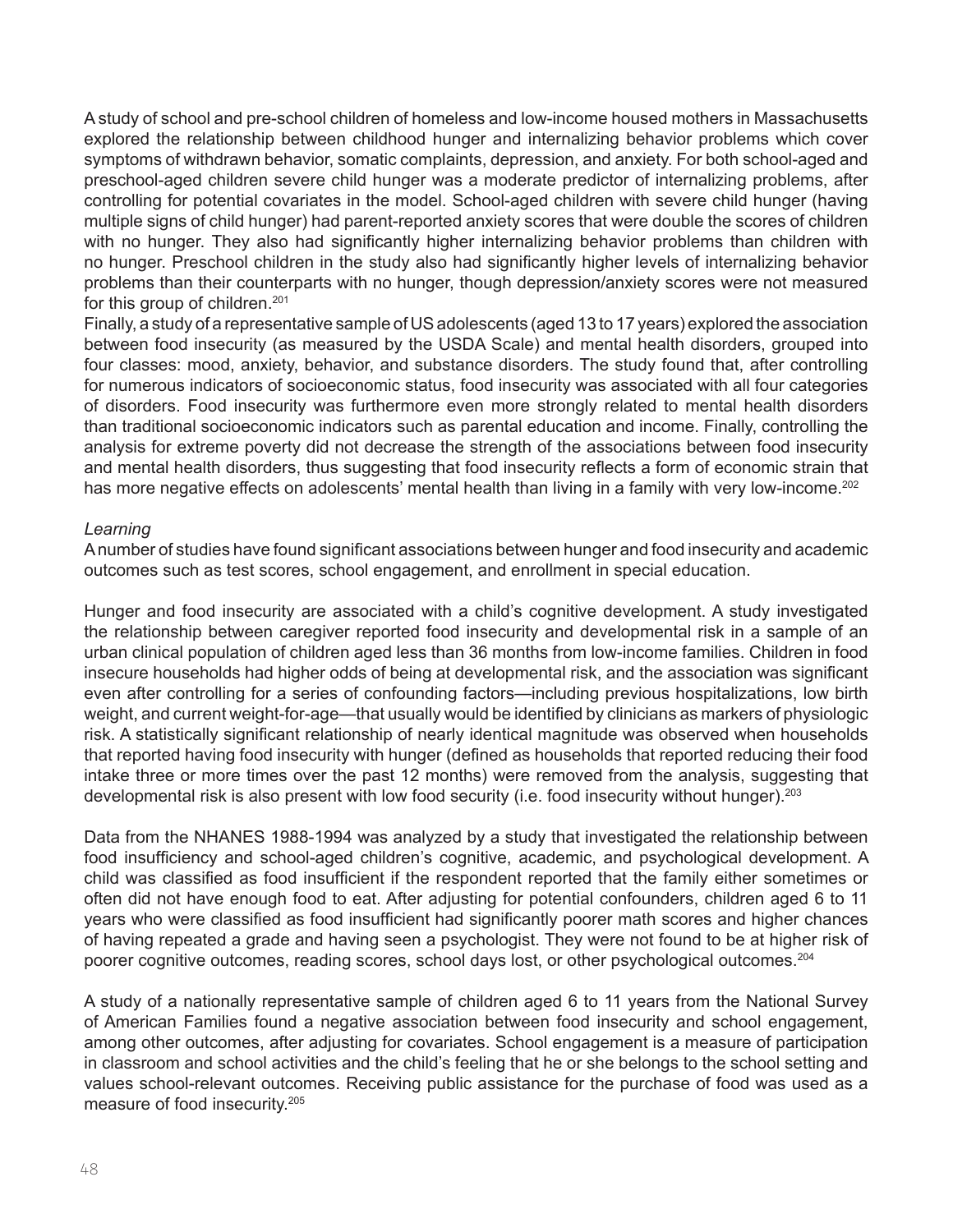A study of school and pre-school children of homeless and low-income housed mothers in Massachusetts explored the relationship between childhood hunger and internalizing behavior problems which cover symptoms of withdrawn behavior, somatic complaints, depression, and anxiety. For both school-aged and preschool-aged children severe child hunger was a moderate predictor of internalizing problems, after controlling for potential covariates in the model. School-aged children with severe child hunger (having multiple signs of child hunger) had parent-reported anxiety scores that were double the scores of children with no hunger. They also had significantly higher internalizing behavior problems than children with no hunger. Preschool children in the study also had significantly higher levels of internalizing behavior problems than their counterparts with no hunger, though depression/anxiety scores were not measured for this group of children.[201]

Finally, a study of a representative sample of US adolescents (aged 13 to 17 years) explored the association between food insecurity (as measured by the USDA Scale) and mental health disorders, grouped into four classes: mood, anxiety, behavior, and substance disorders. The study found that, after controlling for numerous indicators of socioeconomic status, food insecurity was associated with all four categories of disorders. Food insecurity was furthermore even more strongly related to mental health disorders than traditional socioeconomic indicators such as parental education and income. Finally, controlling the analysis for extreme poverty did not decrease the strength of the associations between food insecurity and mental health disorders, thus suggesting that food insecurity reflects a form of economic strain that has more negative effects on adolescents' mental health than living in a family with very low-income.[202]

*Learning*

A number of studies have found significant associations between hunger and food insecurity and academic outcomes such as test scores, school engagement, and enrollment in special education.

Hunger and food insecurity are associated with a child's cognitive development. A study investigated the relationship between caregiver reported food insecurity and developmental risk in a sample of an urban clinical population of children aged less than 36 months from low-income families. Children in food insecure households had higher odds of being at developmental risk, and the association was significant even after controlling for a series of confounding factors—including previous hospitalizations, low birth weight, and current weight-for-age—that usually would be identified by clinicians as markers of physiologic risk. A statistically significant relationship of nearly identical magnitude was observed when households that reported having food insecurity with hunger (defined as households that reported reducing their food intake three or more times over the past 12 months) were removed from the analysis, suggesting that developmental risk is also present with low food security (i.e. food insecurity without hunger).[203]

Data from the NHANES 1988-1994 was analyzed by a study that investigated the relationship between food insufficiency and school-aged children's cognitive, academic, and psychological development. A child was classified as food insufficient if the respondent reported that the family either sometimes or often did not have enough food to eat. After adjusting for potential confounders, children aged 6 to 11 years who were classified as food insufficient had significantly poorer math scores and higher chances of having repeated a grade and having seen a psychologist. They were not found to be at higher risk of poorer cognitive outcomes, reading scores, school days lost, or other psychological outcomes.[204]

A study of a nationally representative sample of children aged 6 to 11 years from the National Survey of American Families found a negative association between food insecurity and school engagement, among other outcomes, after adjusting for covariates. School engagement is a measure of participation in classroom and school activities and the child's feeling that he or she belongs to the school setting and values school-relevant outcomes. Receiving public assistance for the purchase of food was used as a measure of food insecurity.[205]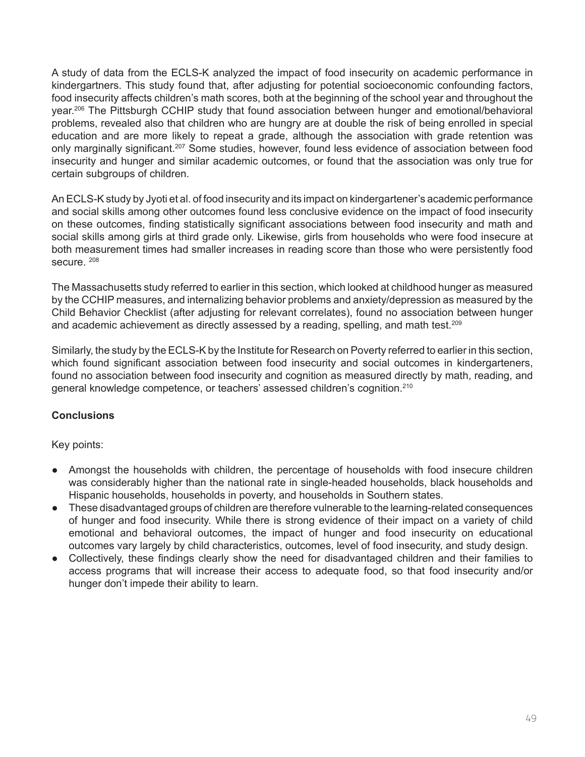A study of data from the ECLS-K analyzed the impact of food insecurity on academic performance in kindergartners. This study found that, after adjusting for potential socioeconomic confounding factors, food insecurity affects children's math scores, both at the beginning of the school year and throughout the year.[206] The Pittsburgh CCHIP study that found association between hunger and emotional/behavioral problems, revealed also that children who are hungry are at double the risk of being enrolled in special education and are more likely to repeat a grade, although the association with grade retention was only marginally significant.[207] Some studies, however, found less evidence of association between food insecurity and hunger and similar academic outcomes, or found that the association was only true for certain subgroups of children.

An ECLS-K study by Jyoti et al. of food insecurity and its impact on kindergartener's academic performance and social skills among other outcomes found less conclusive evidence on the impact of food insecurity on these outcomes, finding statistically significant associations between food insecurity and math and social skills among girls at third grade only. Likewise, girls from households who were food insecure at both measurement times had smaller increases in reading score than those who were persistently food secure. [208]

The Massachusetts study referred to earlier in this section, which looked at childhood hunger as measured by the CCHIP measures, and internalizing behavior problems and anxiety/depression as measured by the Child Behavior Checklist (after adjusting for relevant correlates), found no association between hunger and academic achievement as directly assessed by a reading, spelling, and math test.[209]

Similarly, the study by the ECLS-K by the Institute for Research on Poverty referred to earlier in this section, which found significant association between food insecurity and social outcomes in kindergarteners, found no association between food insecurity and cognition as measured directly by math, reading, and general knowledge competence, or teachers' assessed children's cognition.[210]

**Conclusions**

Key points:

- Amongst the households with children, the percentage of households with food insecure children was considerably higher than the national rate in single-headed households, black households and Hispanic households, households in poverty, and households in Southern states.
- These disadvantaged groups of children are therefore vulnerable to the learning-related consequences of hunger and food insecurity. While there is strong evidence of their impact on a variety of child emotional and behavioral outcomes, the impact of hunger and food insecurity on educational outcomes vary largely by child characteristics, outcomes, level of food insecurity, and study design.
- Collectively, these findings clearly show the need for disadvantaged children and their families to access programs that will increase their access to adequate food, so that food insecurity and/or hunger don't impede their ability to learn.